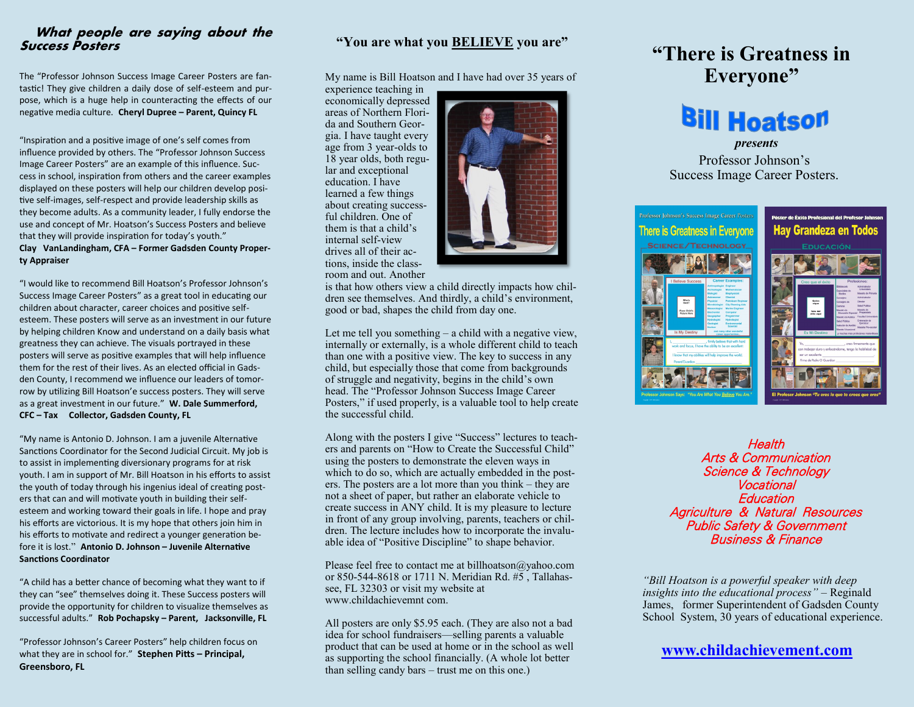## *What people are saying about the Success Posters*

The "Professor Johnson Success Image Career Posters are fantastic! They give children a daily dose of self-esteem and purpose, which is a huge help in counteracting the effects of our negative media culture. **Cheryl Dupree – Parent, Quincy FL**

"Inspiration and a positive image of one's self comes from influence provided by others. The "Professor Johnson Success Image Career Posters" are an example of this influence. Success in school, inspiration from others and the career examples displayed on these posters will help our children develop positive self-images, self-respect and provide leadership skills as they become adults. As a community leader, I fully endorse the use and concept of Mr. Hoatson's Success Posters and believe that they will provide inspiration for today's youth."
**Clay VanLandingham, CFA – Former Gadsden County Property Appraiser**

"I would like to recommend Bill Hoatson's Professor Johnson's Success Image Career Posters" as a great tool in educating our children about character, career choices and positive self-esteem. These posters will serve as an investment in our future by helping children Know and understand on a daily basis what greatness they can achieve. The visuals portrayed in these posters will serve as positive examples that will help influence them for the rest of their lives. As an elected official in Gadsden County, I recommend we influence our leaders of tomorrow by utilizing Bill Hoatson'e success posters. They will serve as a great investment in our future." **W. Dale Summerford, CFC – Tax Collector, Gadsden County, FL**

"My name is Antonio D. Johnson. I am a juvenile Alternative Sanctions Coordinator for the Second Judicial Circuit. My job is to assist in implementing diversionary programs for at risk youth. I am in support of Mr. Bill Hoatson in his efforts to assist the youth of today through his ingenius ideal of creating posters that can and will motivate youth in building their self-esteem and working toward their goals in life. I hope and pray his efforts are victorious. It is my hope that others join him in his efforts to motivate and redirect a younger generation before it is lost." **Antonio D. Johnson – Juvenile Alternative Sanctions Coordinator**

"A child has a better chance of becoming what they want to if they can "see" themselves doing it. These Success posters will provide the opportunity for children to visualize themselves as successful adults." **Rob Pochapsky – Parent, Jacksonville, FL**

"Professor Johnson's Career Posters" help children focus on what they are in school for." **Stephen Pitts – Principal, Greensboro, FL**

## "You are what you <u>BELIEVE</u> you are"

My name is Bill Hoatson and I have had over 35 years of experience teaching in economically depressed areas of Northern Florida and Southern Georgia. I have taught every age from 3 year-olds to 18 year olds, both regular and exceptional education. I have learned a few things about creating successful children. One of them is that a child's internal self-view drives all of their actions, inside the classroom and out. Another is that how others view a child directly impacts how children see themselves. And thirdly, a child's environment, good or bad, shapes the child from day one.

Let me tell you something – a child with a negative view, internally or externally, is a whole different child to teach than one with a positive view. The key to success in any child, but especially those that come from backgrounds of struggle and negativity, begins in the child's own head. The "Professor Johnson Success Image Career Posters," if used properly, is a valuable tool to help create the successful child.

Along with the posters I give "Success" lectures to teachers and parents on "How to Create the Successful Child" using the posters to demonstrate the eleven ways in which to do so, which are actually embedded in the posters. The posters are a lot more than you think – they are not a sheet of paper, but rather an elaborate vehicle to create success in ANY child. It is my pleasure to lecture in front of any group involving, parents, teachers or children. The lecture includes how to incorporate the invaluable idea of "Positive Discipline" to shape behavior.

Please feel free to contact me at billhoatson@yahoo.com or 850-544-8618 or 1711 N. Meridian Rd. #5 , Tallahassee, FL 32303 or visit my website at www.childachievemnt com.

All posters are only $5.95 each. (They are also not a bad idea for school fundraisers—selling parents a valuable product that can be used at home or in the school as well as supporting the school financially. (A whole lot better than selling candy bars – trust me on this one.)

# "There is Greatness in Everyone"

## Bill Hoatson

*presents*

Professor Johnson's Success Image Career Posters.

*Health*
*Arts & Communication*
*Science & Technology*
*Vocational*
*Education*
*Agriculture & Natural Resources*
*Public Safety & Government*
*Business & Finance*

*"Bill Hoatson is a powerful speaker with deep insights into the educational process"* – Reginald James, former Superintendent of Gadsden County School System, 30 years of educational experience.

**<u>www.childachievement.com</u>**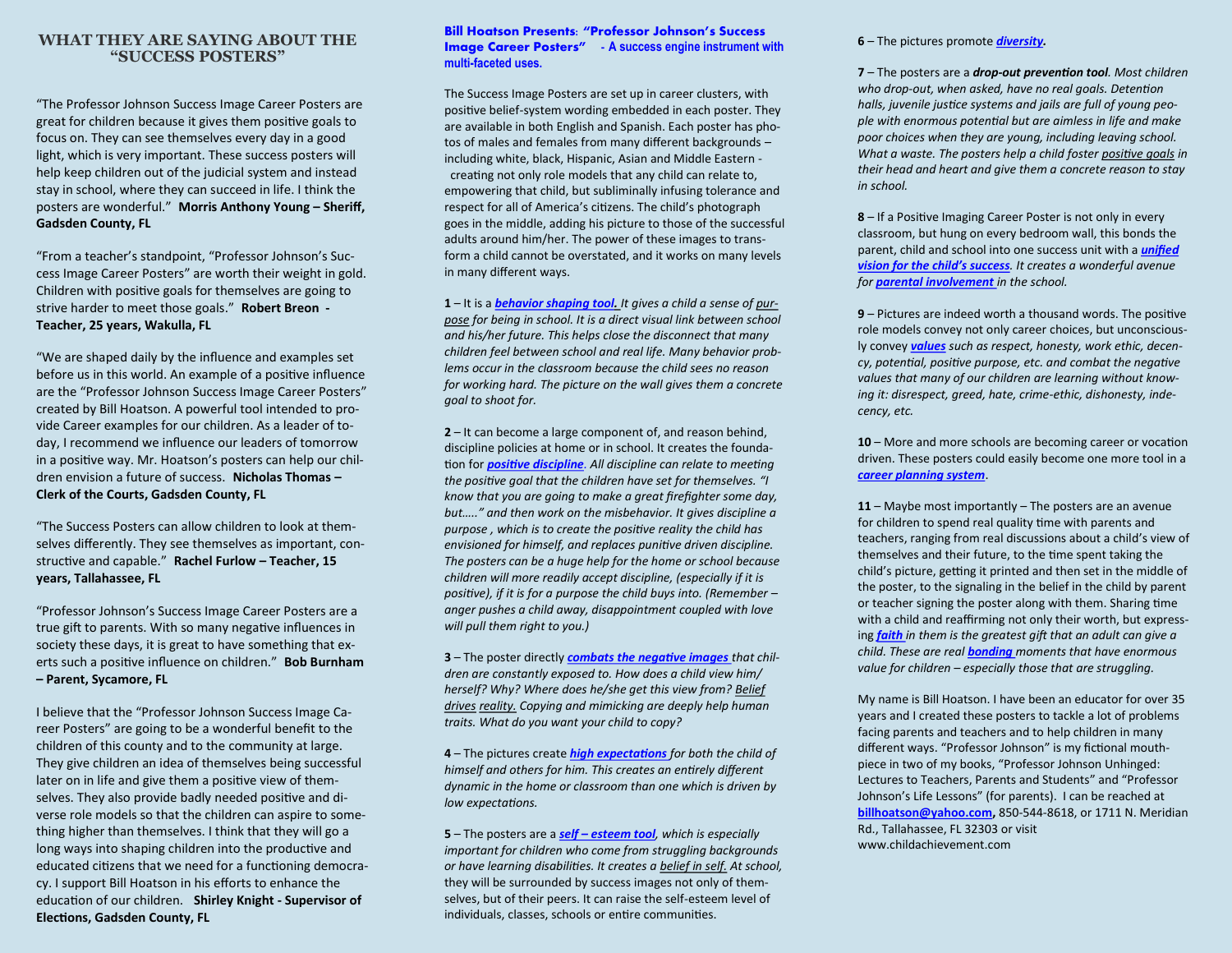## WHAT THEY ARE SAYING ABOUT THE "SUCCESS POSTERS"

"The Professor Johnson Success Image Career Posters are great for children because it gives them positive goals to focus on. They can see themselves every day in a good light, which is very important. These success posters will help keep children out of the judicial system and instead stay in school, where they can succeed in life. I think the posters are wonderful." **Morris Anthony Young – Sheriff, Gadsden County, FL**

"From a teacher's standpoint, "Professor Johnson's Success Image Career Posters" are worth their weight in gold. Children with positive goals for themselves are going to strive harder to meet those goals." **Robert Breon - Teacher, 25 years, Wakulla, FL**

"We are shaped daily by the influence and examples set before us in this world. An example of a positive influence are the "Professor Johnson Success Image Career Posters" created by Bill Hoatson. A powerful tool intended to provide Career examples for our children. As a leader of today, I recommend we influence our leaders of tomorrow in a positive way. Mr. Hoatson's posters can help our children envision a future of success. **Nicholas Thomas – Clerk of the Courts, Gadsden County, FL**

"The Success Posters can allow children to look at themselves differently. They see themselves as important, constructive and capable." **Rachel Furlow – Teacher, 15 years, Tallahassee, FL**

"Professor Johnson's Success Image Career Posters are a true gift to parents. With so many negative influences in society these days, it is great to have something that exerts such a positive influence on children." **Bob Burnham – Parent, Sycamore, FL**

I believe that the "Professor Johnson Success Image Career Posters" are going to be a wonderful benefit to the children of this county and to the community at large. They give children an idea of themselves being successful later on in life and give them a positive view of themselves. They also provide badly needed positive and diverse role models so that the children can aspire to something higher than themselves. I think that they will go a long ways into shaping children into the productive and educated citizens that we need for a functioning democracy. I support Bill Hoatson in his efforts to enhance the education of our children. **Shirley Knight - Supervisor of Elections, Gadsden County, FL**

## Bill Hoatson Presents: "Professor Johnson's Success Image Career Posters" - A success engine instrument with multi-faceted uses.

The Success Image Posters are set up in career clusters, with positive belief-system wording embedded in each poster. They are available in both English and Spanish. Each poster has photos of males and females from many different backgrounds – including white, black, Hispanic, Asian and Middle Eastern - creating not only role models that any child can relate to, empowering that child, but subliminally infusing tolerance and respect for all of America's citizens. The child's photograph goes in the middle, adding his picture to those of the successful adults around him/her. The power of these images to transform a child cannot be overstated, and it works on many levels in many different ways.

**1** – It is a ***behavior shaping tool.*** *It gives a child a sense of purpose for being in school. It is a direct visual link between school and his/her future. This helps close the disconnect that many children feel between school and real life. Many behavior problems occur in the classroom because the child sees no reason for working hard. The picture on the wall gives them a concrete goal to shoot for.*

**2** – It can become a large component of, and reason behind, discipline policies at home or in school. It creates the foundation for ***positive discipline***. *All discipline can relate to meeting the positive goal that the children have set for themselves. "I know that you are going to make a great firefighter some day, but….." and then work on the misbehavior. It gives discipline a purpose , which is to create the positive reality the child has envisioned for himself, and replaces punitive driven discipline. The posters can be a huge help for the home or school because children will more readily accept discipline, (especially if it is positive), if it is for a purpose the child buys into. (Remember – anger pushes a child away, disappointment coupled with love will pull them right to you.)*

**3** – The poster directly ***combats the negative images*** *that children are constantly exposed to. How does a child view him/herself? Why? Where does he/she get this view from? Belief drives reality. Copying and mimicking are deeply help human traits. What do you want your child to copy?*

**4** – The pictures create ***high expectations*** *for both the child of himself and others for him. This creates an entirely different dynamic in the home or classroom than one which is driven by low expectations.*

**5** – The posters are a ***self – esteem tool***, *which is especially important for children who come from struggling backgrounds or have learning disabilities. It creates a belief in self. At school,* they will be surrounded by success images not only of themselves, but of their peers. It can raise the self-esteem level of individuals, classes, schools or entire communities.

**6** – The pictures promote ***diversity.***

**7** – The posters are a ***drop-out prevention tool****. Most children who drop-out, when asked, have no real goals. Detention halls, juvenile justice systems and jails are full of young people with enormous potential but are aimless in life and make poor choices when they are young, including leaving school. What a waste. The posters help a child foster positive goals in their head and heart and give them a concrete reason to stay in school.*

**8** – If a Positive Imaging Career Poster is not only in every classroom, but hung on every bedroom wall, this bonds the parent, child and school into one success unit with a ***unified vision for the child's success****. It creates a wonderful avenue for* ***parental involvement*** *in the school.*

**9** – Pictures are indeed worth a thousand words. The positive role models convey not only career choices, but unconsciously convey ***values*** *such as respect, honesty, work ethic, decency, potential, positive purpose, etc. and combat the negative values that many of our children are learning without knowing it: disrespect, greed, hate, crime-ethic, dishonesty, indecency, etc.*

**10** – More and more schools are becoming career or vocation driven. These posters could easily become one more tool in a ***career planning system***.

**11** – Maybe most importantly – The posters are an avenue for children to spend real quality time with parents and teachers, ranging from real discussions about a child's view of themselves and their future, to the time spent taking the child's picture, getting it printed and then set in the middle of the poster, to the signaling in the belief in the child by parent or teacher signing the poster along with them. Sharing time with a child and reaffirming not only their worth, but expressing ***faith*** *in them is the greatest gift that an adult can give a child. These are real* ***bonding*** *moments that have enormous value for children – especially those that are struggling.*

My name is Bill Hoatson. I have been an educator for over 35 years and I created these posters to tackle a lot of problems facing parents and teachers and to help children in many different ways. "Professor Johnson" is my fictional mouthpiece in two of my books, "Professor Johnson Unhinged: Lectures to Teachers, Parents and Students" and "Professor Johnson's Life Lessons" (for parents). I can be reached at **billhoatson@yahoo.com,** 850-544-8618, or 1711 N. Meridian Rd., Tallahassee, FL 32303 or visit www.childachievement.com